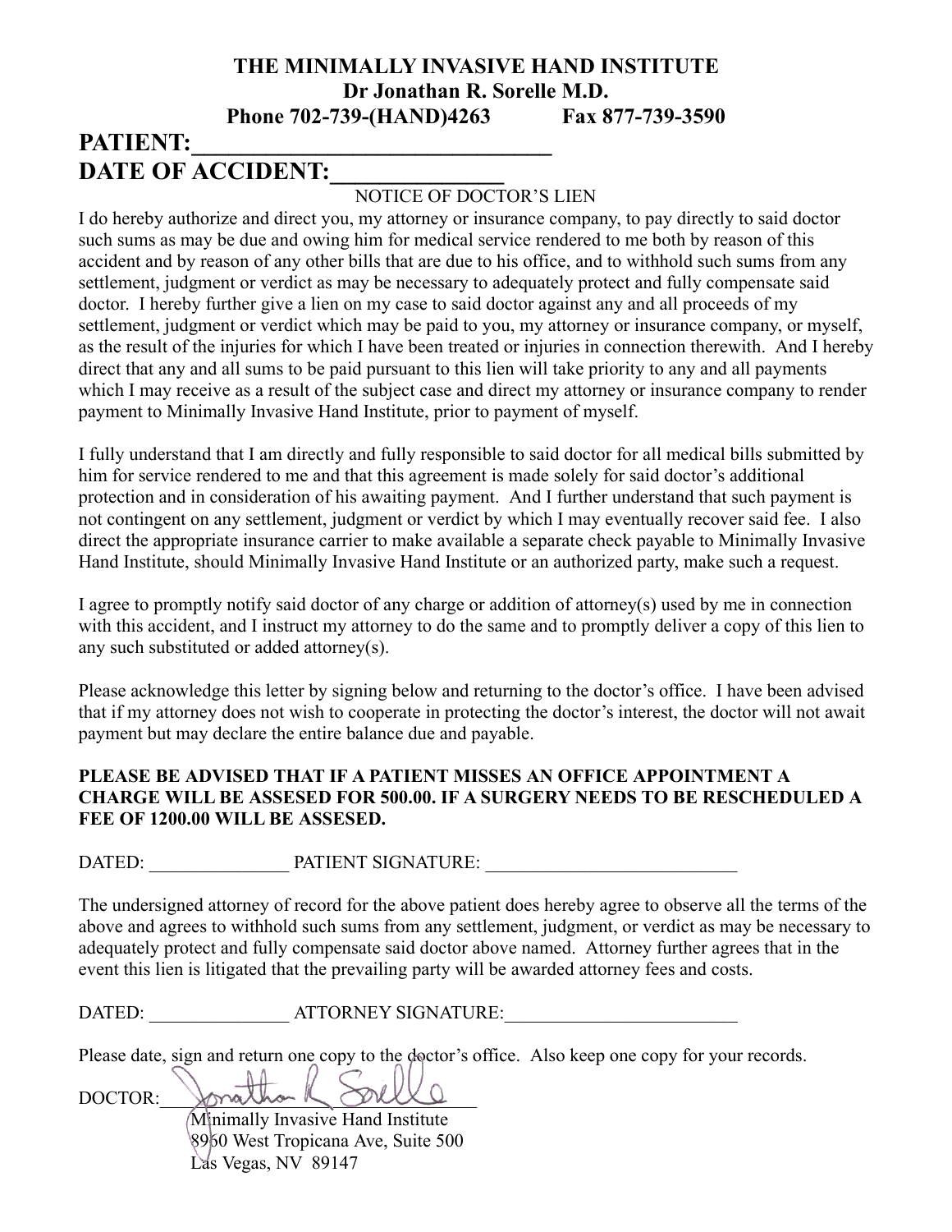**THE MINIMALLY INVASIVE HAND INSTITUTE**
**Dr Jonathan R. Sorelle M.D.**
**Phone 702-739-(HAND)4263 Fax 877-739-3590**

# PATIENT:______________________________

# DATE OF ACCIDENT:______________

NOTICE OF DOCTOR'S LIEN

I do hereby authorize and direct you, my attorney or insurance company, to pay directly to said doctor such sums as may be due and owing him for medical service rendered to me both by reason of this accident and by reason of any other bills that are due to his office, and to withhold such sums from any settlement, judgment or verdict as may be necessary to adequately protect and fully compensate said doctor. I hereby further give a lien on my case to said doctor against any and all proceeds of my settlement, judgment or verdict which may be paid to you, my attorney or insurance company, or myself, as the result of the injuries for which I have been treated or injuries in connection therewith. And I hereby direct that any and all sums to be paid pursuant to this lien will take priority to any and all payments which I may receive as a result of the subject case and direct my attorney or insurance company to render payment to Minimally Invasive Hand Institute, prior to payment of myself.

I fully understand that I am directly and fully responsible to said doctor for all medical bills submitted by him for service rendered to me and that this agreement is made solely for said doctor's additional protection and in consideration of his awaiting payment. And I further understand that such payment is not contingent on any settlement, judgment or verdict by which I may eventually recover said fee. I also direct the appropriate insurance carrier to make available a separate check payable to Minimally Invasive Hand Institute, should Minimally Invasive Hand Institute or an authorized party, make such a request.

I agree to promptly notify said doctor of any charge or addition of attorney(s) used by me in connection with this accident, and I instruct my attorney to do the same and to promptly deliver a copy of this lien to any such substituted or added attorney(s).

Please acknowledge this letter by signing below and returning to the doctor's office. I have been advised that if my attorney does not wish to cooperate in protecting the doctor's interest, the doctor will not await payment but may declare the entire balance due and payable.

**PLEASE BE ADVISED THAT IF A PATIENT MISSES AN OFFICE APPOINTMENT A CHARGE WILL BE ASSESED FOR 500.00. IF A SURGERY NEEDS TO BE RESCHEDULED A FEE OF 1200.00 WILL BE ASSESED.**

DATED: _______________ PATIENT SIGNATURE: ___________________________

The undersigned attorney of record for the above patient does hereby agree to observe all the terms of the above and agrees to withhold such sums from any settlement, judgment, or verdict as may be necessary to adequately protect and fully compensate said doctor above named. Attorney further agrees that in the event this lien is litigated that the prevailing party will be awarded attorney fees and costs.

DATED: _______________ ATTORNEY SIGNATURE:_________________________

Please date, sign and return one copy to the doctor's office. Also keep one copy for your records.

DOCTOR: Jonathan R Sorelle

Minimally Invasive Hand Institute
8960 West Tropicana Ave, Suite 500
Las Vegas, NV 89147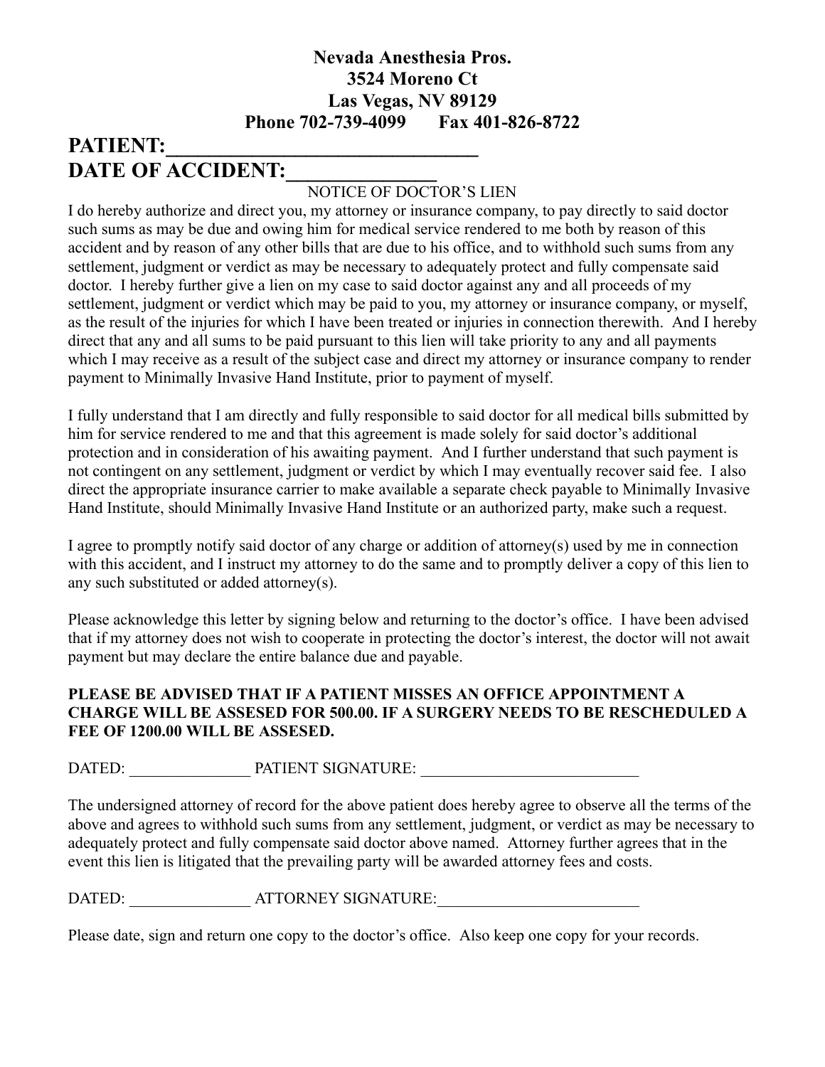**Nevada Anesthesia Pros.**
**3524 Moreno Ct**
**Las Vegas, NV 89129**
**Phone 702-739-4099 Fax 401-826-8722**

# PATIENT:______________________________
# DATE OF ACCIDENT:______________

NOTICE OF DOCTOR'S LIEN

I do hereby authorize and direct you, my attorney or insurance company, to pay directly to said doctor such sums as may be due and owing him for medical service rendered to me both by reason of this accident and by reason of any other bills that are due to his office, and to withhold such sums from any settlement, judgment or verdict as may be necessary to adequately protect and fully compensate said doctor. I hereby further give a lien on my case to said doctor against any and all proceeds of my settlement, judgment or verdict which may be paid to you, my attorney or insurance company, or myself, as the result of the injuries for which I have been treated or injuries in connection therewith. And I hereby direct that any and all sums to be paid pursuant to this lien will take priority to any and all payments which I may receive as a result of the subject case and direct my attorney or insurance company to render payment to Minimally Invasive Hand Institute, prior to payment of myself.

I fully understand that I am directly and fully responsible to said doctor for all medical bills submitted by him for service rendered to me and that this agreement is made solely for said doctor's additional protection and in consideration of his awaiting payment. And I further understand that such payment is not contingent on any settlement, judgment or verdict by which I may eventually recover said fee. I also direct the appropriate insurance carrier to make available a separate check payable to Minimally Invasive Hand Institute, should Minimally Invasive Hand Institute or an authorized party, make such a request.

I agree to promptly notify said doctor of any charge or addition of attorney(s) used by me in connection with this accident, and I instruct my attorney to do the same and to promptly deliver a copy of this lien to any such substituted or added attorney(s).

Please acknowledge this letter by signing below and returning to the doctor's office. I have been advised that if my attorney does not wish to cooperate in protecting the doctor's interest, the doctor will not await payment but may declare the entire balance due and payable.

**PLEASE BE ADVISED THAT IF A PATIENT MISSES AN OFFICE APPOINTMENT A CHARGE WILL BE ASSESED FOR 500.00. IF A SURGERY NEEDS TO BE RESCHEDULED A FEE OF 1200.00 WILL BE ASSESED.**

DATED: _______________ PATIENT SIGNATURE: ___________________________

The undersigned attorney of record for the above patient does hereby agree to observe all the terms of the above and agrees to withhold such sums from any settlement, judgment, or verdict as may be necessary to adequately protect and fully compensate said doctor above named. Attorney further agrees that in the event this lien is litigated that the prevailing party will be awarded attorney fees and costs.

DATED: _______________ ATTORNEY SIGNATURE:_________________________

Please date, sign and return one copy to the doctor's office. Also keep one copy for your records.